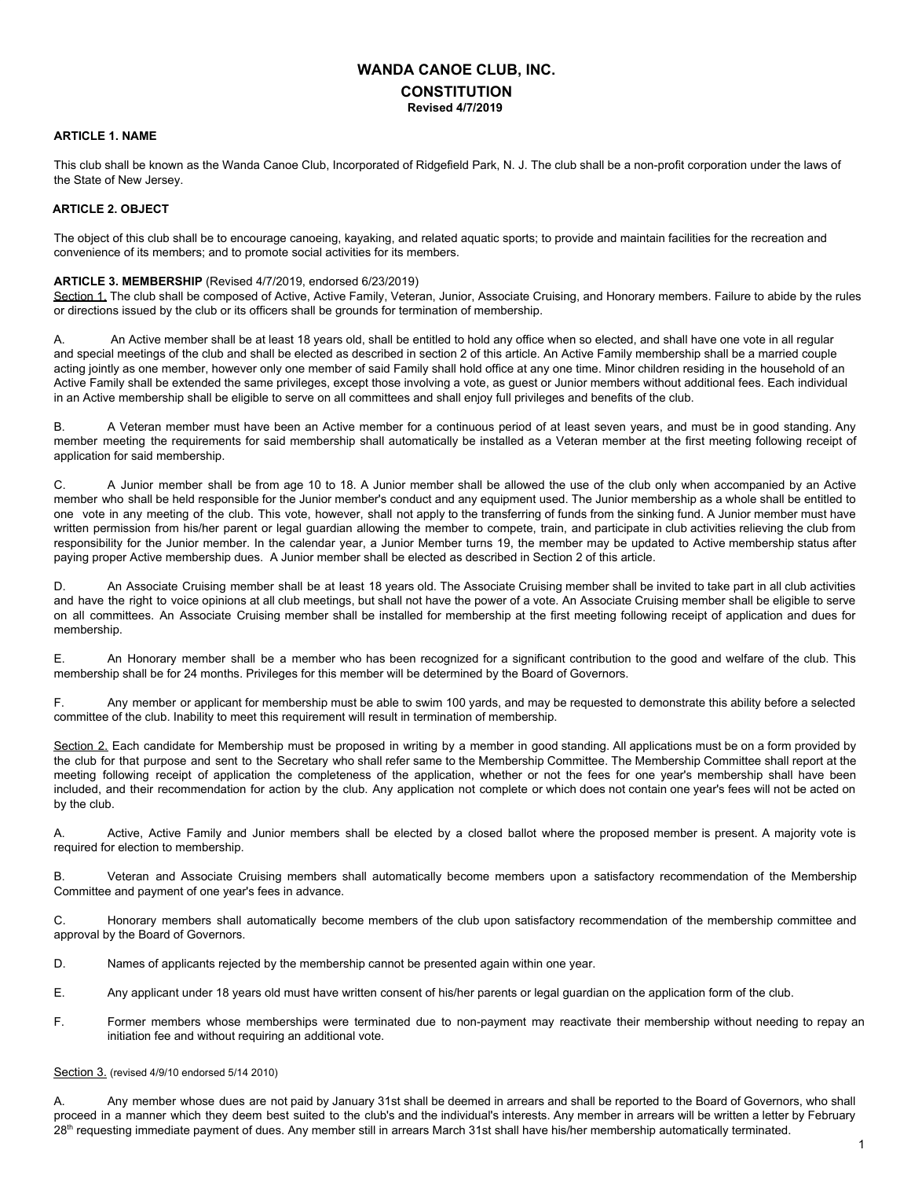# WANDA CANOE CLUB, INC.

## CONSTITUTION

**Revised 4/7/2019**

### ARTICLE 1. NAME

This club shall be known as the Wanda Canoe Club, Incorporated of Ridgefield Park, N. J. The club shall be a non-profit corporation under the laws of the State of New Jersey.

### ARTICLE 2. OBJECT

The object of this club shall be to encourage canoeing, kayaking, and related aquatic sports; to provide and maintain facilities for the recreation and convenience of its members; and to promote social activities for its members.

### ARTICLE 3. MEMBERSHIP (Revised 4/7/2019, endorsed 6/23/2019)

Section 1. The club shall be composed of Active, Active Family, Veteran, Junior, Associate Cruising, and Honorary members. Failure to abide by the rules or directions issued by the club or its officers shall be grounds for termination of membership.

A. An Active member shall be at least 18 years old, shall be entitled to hold any office when so elected, and shall have one vote in all regular and special meetings of the club and shall be elected as described in section 2 of this article. An Active Family membership shall be a married couple acting jointly as one member, however only one member of said Family shall hold office at any one time. Minor children residing in the household of an Active Family shall be extended the same privileges, except those involving a vote, as guest or Junior members without additional fees. Each individual in an Active membership shall be eligible to serve on all committees and shall enjoy full privileges and benefits of the club.

B. A Veteran member must have been an Active member for a continuous period of at least seven years, and must be in good standing. Any member meeting the requirements for said membership shall automatically be installed as a Veteran member at the first meeting following receipt of application for said membership.

C. A Junior member shall be from age 10 to 18. A Junior member shall be allowed the use of the club only when accompanied by an Active member who shall be held responsible for the Junior member's conduct and any equipment used. The Junior membership as a whole shall be entitled to one vote in any meeting of the club. This vote, however, shall not apply to the transferring of funds from the sinking fund. A Junior member must have written permission from his/her parent or legal guardian allowing the member to compete, train, and participate in club activities relieving the club from responsibility for the Junior member. In the calendar year, a Junior Member turns 19, the member may be updated to Active membership status after paying proper Active membership dues. A Junior member shall be elected as described in Section 2 of this article.

D. An Associate Cruising member shall be at least 18 years old. The Associate Cruising member shall be invited to take part in all club activities and have the right to voice opinions at all club meetings, but shall not have the power of a vote. An Associate Cruising member shall be eligible to serve on all committees. An Associate Cruising member shall be installed for membership at the first meeting following receipt of application and dues for membership.

E. An Honorary member shall be a member who has been recognized for a significant contribution to the good and welfare of the club. This membership shall be for 24 months. Privileges for this member will be determined by the Board of Governors.

F. Any member or applicant for membership must be able to swim 100 yards, and may be requested to demonstrate this ability before a selected committee of the club. Inability to meet this requirement will result in termination of membership.

Section 2. Each candidate for Membership must be proposed in writing by a member in good standing. All applications must be on a form provided by the club for that purpose and sent to the Secretary who shall refer same to the Membership Committee. The Membership Committee shall report at the meeting following receipt of application the completeness of the application, whether or not the fees for one year's membership shall have been included, and their recommendation for action by the club. Any application not complete or which does not contain one year's fees will not be acted on by the club.

A. Active, Active Family and Junior members shall be elected by a closed ballot where the proposed member is present. A majority vote is required for election to membership.

B. Veteran and Associate Cruising members shall automatically become members upon a satisfactory recommendation of the Membership Committee and payment of one year's fees in advance.

C. Honorary members shall automatically become members of the club upon satisfactory recommendation of the membership committee and approval by the Board of Governors.

D. Names of applicants rejected by the membership cannot be presented again within one year.

E. Any applicant under 18 years old must have written consent of his/her parents or legal guardian on the application form of the club.

F. Former members whose memberships were terminated due to non-payment may reactivate their membership without needing to repay an initiation fee and without requiring an additional vote.

Section 3. (revised 4/9/10 endorsed 5/14 2010)

A. Any member whose dues are not paid by January 31st shall be deemed in arrears and shall be reported to the Board of Governors, who shall proceed in a manner which they deem best suited to the club's and the individual's interests. Any member in arrears will be written a letter by February 28th requesting immediate payment of dues. Any member still in arrears March 31st shall have his/her membership automatically terminated.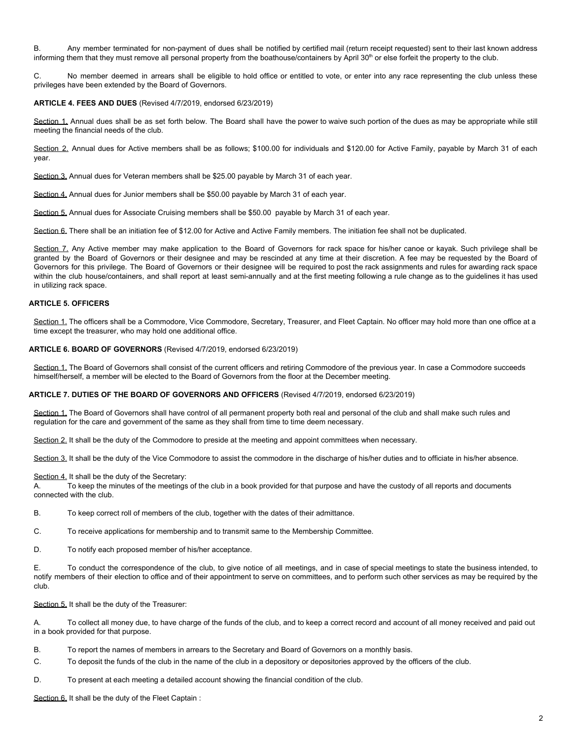B. Any member terminated for non-payment of dues shall be notified by certified mail (return receipt requested) sent to their last known address informing them that they must remove all personal property from the boathouse/containers by April 30th or else forfeit the property to the club.

C. No member deemed in arrears shall be eligible to hold office or entitled to vote, or enter into any race representing the club unless these privileges have been extended by the Board of Governors.

**ARTICLE 4. FEES AND DUES** (Revised 4/7/2019, endorsed 6/23/2019)

Section 1. Annual dues shall be as set forth below. The Board shall have the power to waive such portion of the dues as may be appropriate while still meeting the financial needs of the club.

Section 2. Annual dues for Active members shall be as follows; $100.00 for individuals and $120.00 for Active Family, payable by March 31 of each year.

Section 3. Annual dues for Veteran members shall be $25.00 payable by March 31 of each year.

Section 4. Annual dues for Junior members shall be $50.00 payable by March 31 of each year.

Section 5. Annual dues for Associate Cruising members shall be $50.00 payable by March 31 of each year.

Section 6. There shall be an initiation fee of $12.00 for Active and Active Family members. The initiation fee shall not be duplicated.

Section 7. Any Active member may make application to the Board of Governors for rack space for his/her canoe or kayak. Such privilege shall be granted by the Board of Governors or their designee and may be rescinded at any time at their discretion. A fee may be requested by the Board of Governors for this privilege. The Board of Governors or their designee will be required to post the rack assignments and rules for awarding rack space within the club house/containers, and shall report at least semi-annually and at the first meeting following a rule change as to the guidelines it has used in utilizing rack space.

**ARTICLE 5. OFFICERS**

Section 1. The officers shall be a Commodore, Vice Commodore, Secretary, Treasurer, and Fleet Captain. No officer may hold more than one office at a time except the treasurer, who may hold one additional office.

**ARTICLE 6. BOARD OF GOVERNORS** (Revised 4/7/2019, endorsed 6/23/2019)

Section 1. The Board of Governors shall consist of the current officers and retiring Commodore of the previous year. In case a Commodore succeeds himself/herself, a member will be elected to the Board of Governors from the floor at the December meeting.

**ARTICLE 7. DUTIES OF THE BOARD OF GOVERNORS AND OFFICERS** (Revised 4/7/2019, endorsed 6/23/2019)

Section 1. The Board of Governors shall have control of all permanent property both real and personal of the club and shall make such rules and regulation for the care and government of the same as they shall from time to time deem necessary.

Section 2. It shall be the duty of the Commodore to preside at the meeting and appoint committees when necessary.

Section 3. It shall be the duty of the Vice Commodore to assist the commodore in the discharge of his/her duties and to officiate in his/her absence.

Section 4. It shall be the duty of the Secretary:

A. To keep the minutes of the meetings of the club in a book provided for that purpose and have the custody of all reports and documents connected with the club.

B. To keep correct roll of members of the club, together with the dates of their admittance.

C. To receive applications for membership and to transmit same to the Membership Committee.

D. To notify each proposed member of his/her acceptance.

E. To conduct the correspondence of the club, to give notice of all meetings, and in case of special meetings to state the business intended, to notify members of their election to office and of their appointment to serve on committees, and to perform such other services as may be required by the club.

Section 5. It shall be the duty of the Treasurer:

A. To collect all money due, to have charge of the funds of the club, and to keep a correct record and account of all money received and paid out in a book provided for that purpose.

B. To report the names of members in arrears to the Secretary and Board of Governors on a monthly basis.

C. To deposit the funds of the club in the name of the club in a depository or depositories approved by the officers of the club.

D. To present at each meeting a detailed account showing the financial condition of the club.

Section 6. It shall be the duty of the Fleet Captain :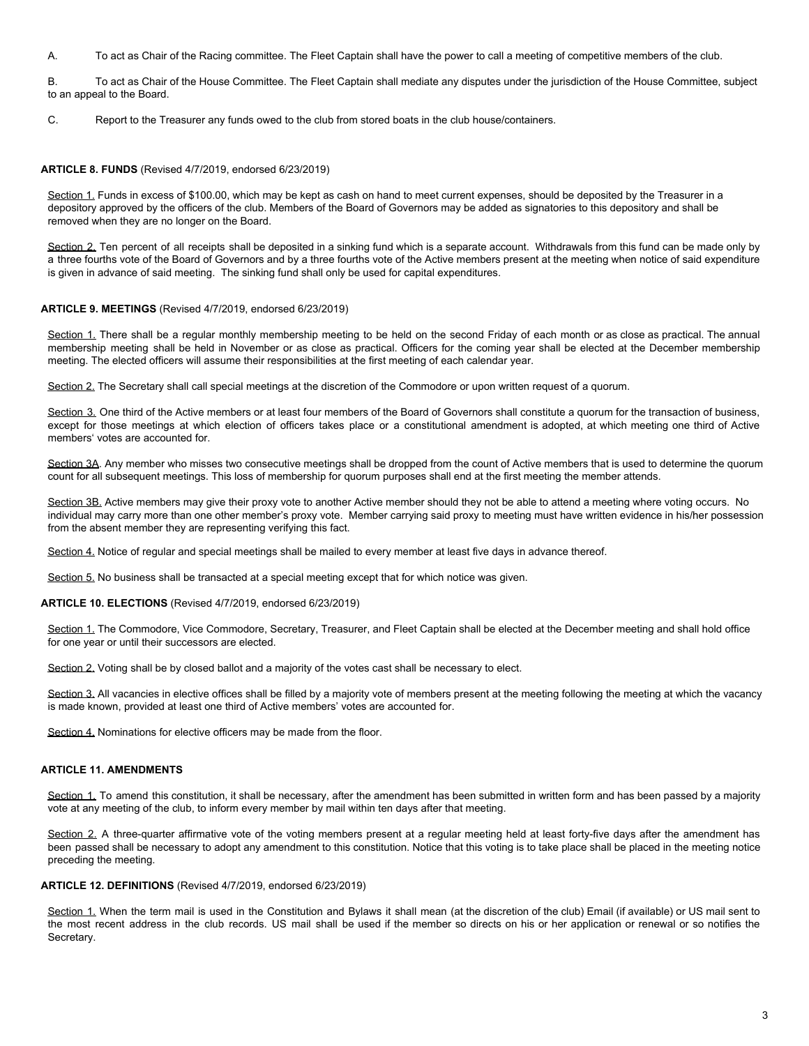A. To act as Chair of the Racing committee. The Fleet Captain shall have the power to call a meeting of competitive members of the club.

B. To act as Chair of the House Committee. The Fleet Captain shall mediate any disputes under the jurisdiction of the House Committee, subject to an appeal to the Board.

C. Report to the Treasurer any funds owed to the club from stored boats in the club house/containers.

**ARTICLE 8. FUNDS** (Revised 4/7/2019, endorsed 6/23/2019)

Section 1. Funds in excess of $100.00, which may be kept as cash on hand to meet current expenses, should be deposited by the Treasurer in a depository approved by the officers of the club. Members of the Board of Governors may be added as signatories to this depository and shall be removed when they are no longer on the Board.

Section 2. Ten percent of all receipts shall be deposited in a sinking fund which is a separate account. Withdrawals from this fund can be made only by a three fourths vote of the Board of Governors and by a three fourths vote of the Active members present at the meeting when notice of said expenditure is given in advance of said meeting. The sinking fund shall only be used for capital expenditures.

**ARTICLE 9. MEETINGS** (Revised 4/7/2019, endorsed 6/23/2019)

Section 1. There shall be a regular monthly membership meeting to be held on the second Friday of each month or as close as practical. The annual membership meeting shall be held in November or as close as practical. Officers for the coming year shall be elected at the December membership meeting. The elected officers will assume their responsibilities at the first meeting of each calendar year.

Section 2. The Secretary shall call special meetings at the discretion of the Commodore or upon written request of a quorum.

Section 3. One third of the Active members or at least four members of the Board of Governors shall constitute a quorum for the transaction of business, except for those meetings at which election of officers takes place or a constitutional amendment is adopted, at which meeting one third of Active members' votes are accounted for.

Section 3A. Any member who misses two consecutive meetings shall be dropped from the count of Active members that is used to determine the quorum count for all subsequent meetings. This loss of membership for quorum purposes shall end at the first meeting the member attends.

Section 3B. Active members may give their proxy vote to another Active member should they not be able to attend a meeting where voting occurs. No individual may carry more than one other member's proxy vote. Member carrying said proxy to meeting must have written evidence in his/her possession from the absent member they are representing verifying this fact.

Section 4. Notice of regular and special meetings shall be mailed to every member at least five days in advance thereof.

Section 5. No business shall be transacted at a special meeting except that for which notice was given.

**ARTICLE 10. ELECTIONS** (Revised 4/7/2019, endorsed 6/23/2019)

Section 1. The Commodore, Vice Commodore, Secretary, Treasurer, and Fleet Captain shall be elected at the December meeting and shall hold office for one year or until their successors are elected.

Section 2. Voting shall be by closed ballot and a majority of the votes cast shall be necessary to elect.

Section 3. All vacancies in elective offices shall be filled by a majority vote of members present at the meeting following the meeting at which the vacancy is made known, provided at least one third of Active members' votes are accounted for.

Section 4. Nominations for elective officers may be made from the floor.

**ARTICLE 11. AMENDMENTS**

Section 1. To amend this constitution, it shall be necessary, after the amendment has been submitted in written form and has been passed by a majority vote at any meeting of the club, to inform every member by mail within ten days after that meeting.

Section 2. A three-quarter affirmative vote of the voting members present at a regular meeting held at least forty-five days after the amendment has been passed shall be necessary to adopt any amendment to this constitution. Notice that this voting is to take place shall be placed in the meeting notice preceding the meeting.

**ARTICLE 12. DEFINITIONS** (Revised 4/7/2019, endorsed 6/23/2019)

Section 1. When the term mail is used in the Constitution and Bylaws it shall mean (at the discretion of the club) Email (if available) or US mail sent to the most recent address in the club records. US mail shall be used if the member so directs on his or her application or renewal or so notifies the Secretary.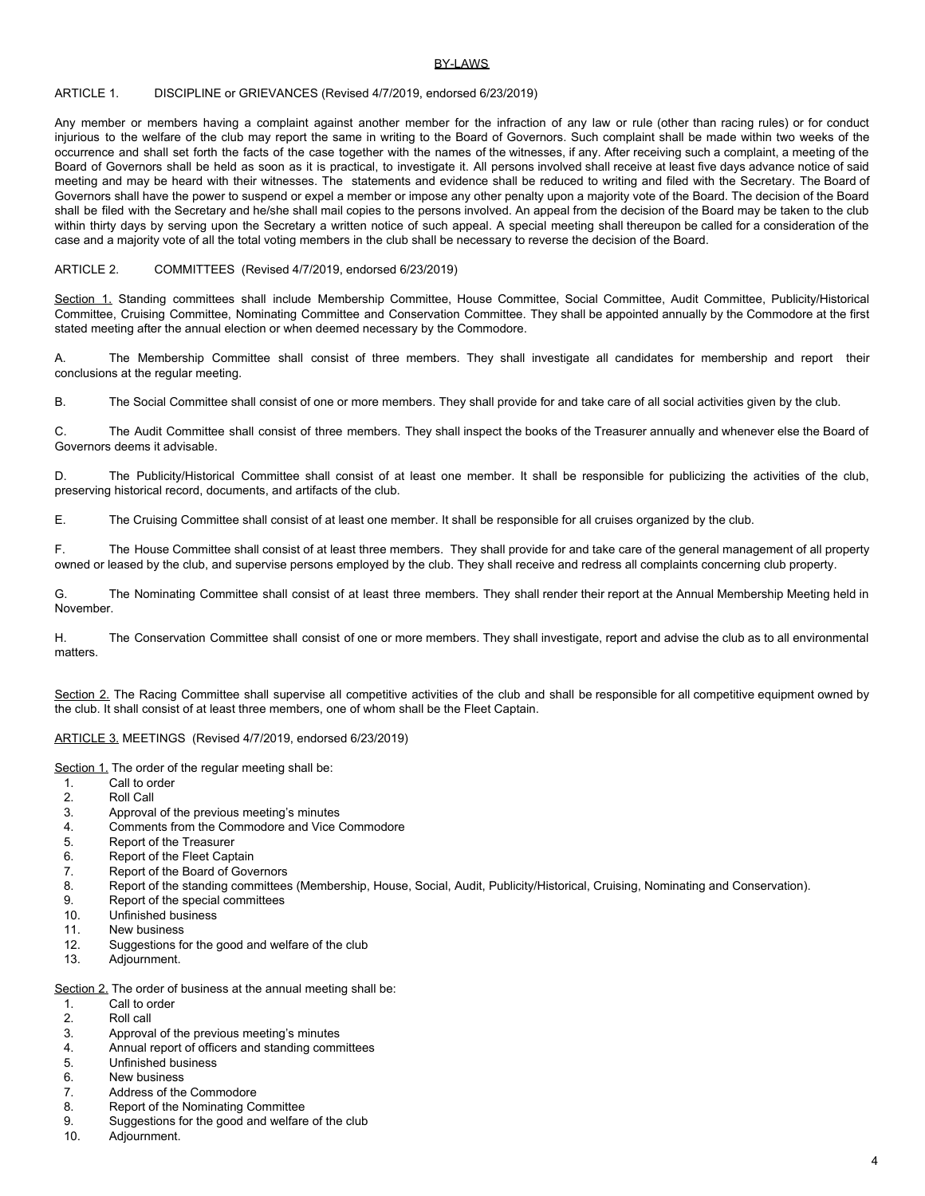# BY-LAWS

## ARTICLE 1. DISCIPLINE or GRIEVANCES (Revised 4/7/2019, endorsed 6/23/2019)

Any member or members having a complaint against another member for the infraction of any law or rule (other than racing rules) or for conduct injurious to the welfare of the club may report the same in writing to the Board of Governors. Such complaint shall be made within two weeks of the occurrence and shall set forth the facts of the case together with the names of the witnesses, if any. After receiving such a complaint, a meeting of the Board of Governors shall be held as soon as it is practical, to investigate it. All persons involved shall receive at least five days advance notice of said meeting and may be heard with their witnesses. The statements and evidence shall be reduced to writing and filed with the Secretary. The Board of Governors shall have the power to suspend or expel a member or impose any other penalty upon a majority vote of the Board. The decision of the Board shall be filed with the Secretary and he/she shall mail copies to the persons involved. An appeal from the decision of the Board may be taken to the club within thirty days by serving upon the Secretary a written notice of such appeal. A special meeting shall thereupon be called for a consideration of the case and a majority vote of all the total voting members in the club shall be necessary to reverse the decision of the Board.

## ARTICLE 2. COMMITTEES (Revised 4/7/2019, endorsed 6/23/2019)

Section 1. Standing committees shall include Membership Committee, House Committee, Social Committee, Audit Committee, Publicity/Historical Committee, Cruising Committee, Nominating Committee and Conservation Committee. They shall be appointed annually by the Commodore at the first stated meeting after the annual election or when deemed necessary by the Commodore.

A. The Membership Committee shall consist of three members. They shall investigate all candidates for membership and report their conclusions at the regular meeting.

B. The Social Committee shall consist of one or more members. They shall provide for and take care of all social activities given by the club.

C. The Audit Committee shall consist of three members. They shall inspect the books of the Treasurer annually and whenever else the Board of Governors deems it advisable.

D. The Publicity/Historical Committee shall consist of at least one member. It shall be responsible for publicizing the activities of the club, preserving historical record, documents, and artifacts of the club.

E. The Cruising Committee shall consist of at least one member. It shall be responsible for all cruises organized by the club.

F. The House Committee shall consist of at least three members. They shall provide for and take care of the general management of all property owned or leased by the club, and supervise persons employed by the club. They shall receive and redress all complaints concerning club property.

G. The Nominating Committee shall consist of at least three members. They shall render their report at the Annual Membership Meeting held in November.

H. The Conservation Committee shall consist of one or more members. They shall investigate, report and advise the club as to all environmental matters.

Section 2. The Racing Committee shall supervise all competitive activities of the club and shall be responsible for all competitive equipment owned by the club. It shall consist of at least three members, one of whom shall be the Fleet Captain.

## ARTICLE 3. MEETINGS (Revised 4/7/2019, endorsed 6/23/2019)

Section 1. The order of the regular meeting shall be:

1. Call to order
2. Roll Call
3. Approval of the previous meeting's minutes
4. Comments from the Commodore and Vice Commodore
5. Report of the Treasurer
6. Report of the Fleet Captain
7. Report of the Board of Governors
8. Report of the standing committees (Membership, House, Social, Audit, Publicity/Historical, Cruising, Nominating and Conservation).
9. Report of the special committees
10. Unfinished business
11. New business
12. Suggestions for the good and welfare of the club
13. Adjournment.

Section 2. The order of business at the annual meeting shall be:

1. Call to order
2. Roll call
3. Approval of the previous meeting's minutes
4. Annual report of officers and standing committees
5. Unfinished business
6. New business
7. Address of the Commodore
8. Report of the Nominating Committee
9. Suggestions for the good and welfare of the club
10. Adjournment.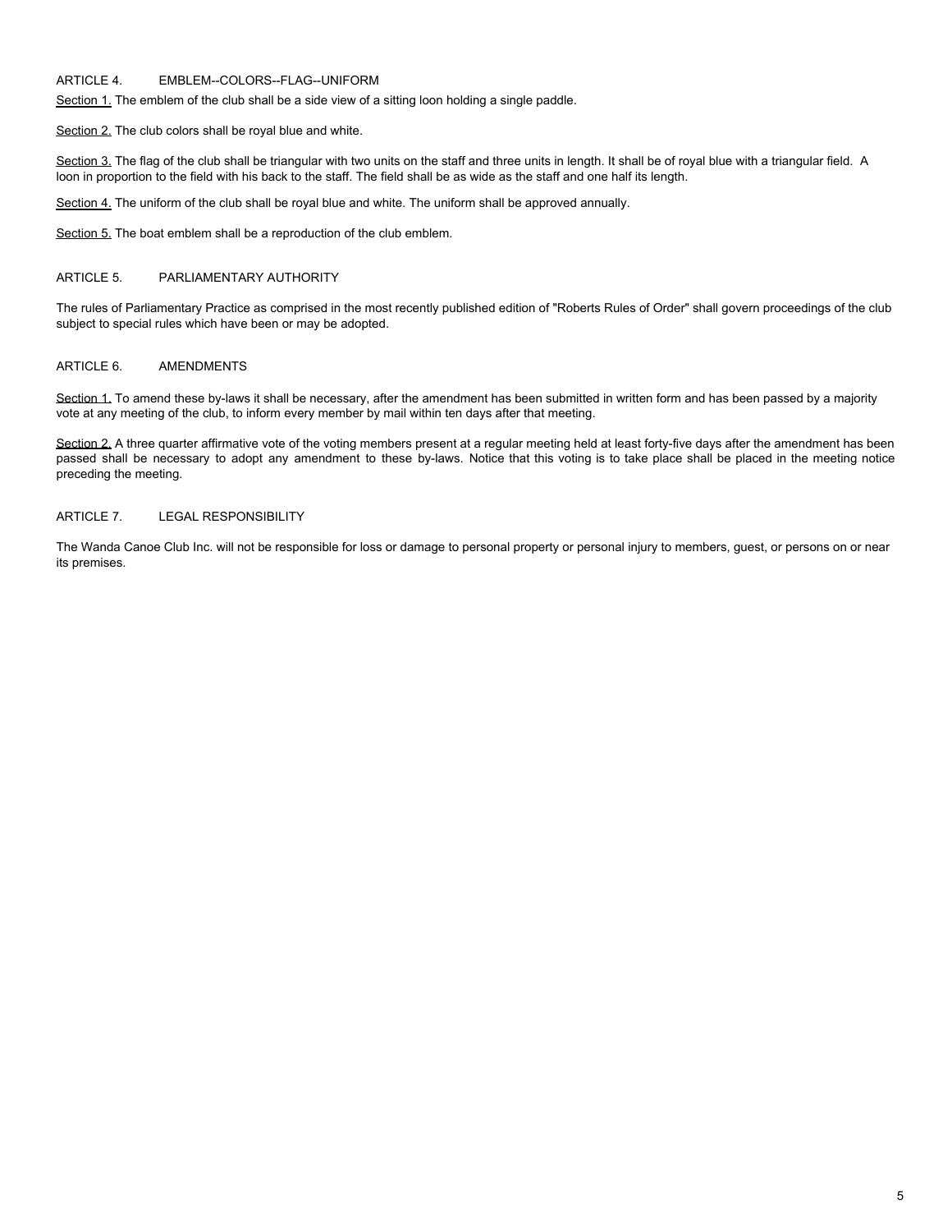## ARTICLE 4. EMBLEM--COLORS--FLAG--UNIFORM

Section 1. The emblem of the club shall be a side view of a sitting loon holding a single paddle.

Section 2. The club colors shall be royal blue and white.

Section 3. The flag of the club shall be triangular with two units on the staff and three units in length. It shall be of royal blue with a triangular field. A loon in proportion to the field with his back to the staff. The field shall be as wide as the staff and one half its length.

Section 4. The uniform of the club shall be royal blue and white. The uniform shall be approved annually.

Section 5. The boat emblem shall be a reproduction of the club emblem.

## ARTICLE 5. PARLIAMENTARY AUTHORITY

The rules of Parliamentary Practice as comprised in the most recently published edition of "Roberts Rules of Order" shall govern proceedings of the club subject to special rules which have been or may be adopted.

## ARTICLE 6. AMENDMENTS

Section 1. To amend these by-laws it shall be necessary, after the amendment has been submitted in written form and has been passed by a majority vote at any meeting of the club, to inform every member by mail within ten days after that meeting.

Section 2. A three quarter affirmative vote of the voting members present at a regular meeting held at least forty-five days after the amendment has been passed shall be necessary to adopt any amendment to these by-laws. Notice that this voting is to take place shall be placed in the meeting notice preceding the meeting.

## ARTICLE 7. LEGAL RESPONSIBILITY

The Wanda Canoe Club Inc. will not be responsible for loss or damage to personal property or personal injury to members, guest, or persons on or near its premises.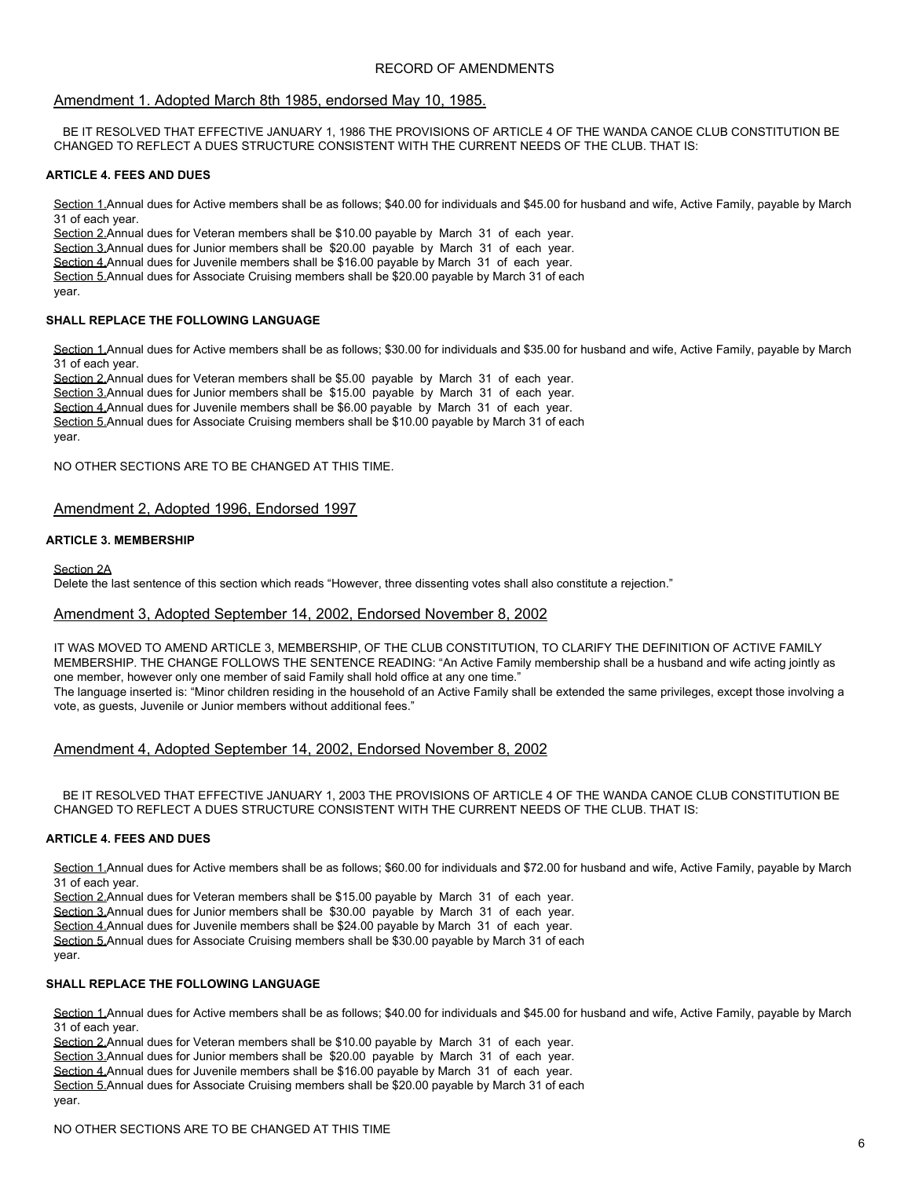## RECORD OF AMENDMENTS

### Amendment 1. Adopted March 8th 1985, endorsed May 10, 1985.

BE IT RESOLVED THAT EFFECTIVE JANUARY 1, 1986 THE PROVISIONS OF ARTICLE 4 OF THE WANDA CANOE CLUB CONSTITUTION BE CHANGED TO REFLECT A DUES STRUCTURE CONSISTENT WITH THE CURRENT NEEDS OF THE CLUB. THAT IS:

**ARTICLE 4. FEES AND DUES**

Section 1. Annual dues for Active members shall be as follows; $40.00 for individuals and $45.00 for husband and wife, Active Family, payable by March 31 of each year.
Section 2. Annual dues for Veteran members shall be $10.00 payable by March 31 of each year.
Section 3. Annual dues for Junior members shall be $20.00 payable by March 31 of each year.
Section 4. Annual dues for Juvenile members shall be $16.00 payable by March 31 of each year.
Section 5. Annual dues for Associate Cruising members shall be $20.00 payable by March 31 of each year.

**SHALL REPLACE THE FOLLOWING LANGUAGE**

Section 1. Annual dues for Active members shall be as follows; $30.00 for individuals and $35.00 for husband and wife, Active Family, payable by March 31 of each year.
Section 2. Annual dues for Veteran members shall be $5.00 payable by March 31 of each year.
Section 3. Annual dues for Junior members shall be $15.00 payable by March 31 of each year.
Section 4. Annual dues for Juvenile members shall be $6.00 payable by March 31 of each year.
Section 5. Annual dues for Associate Cruising members shall be $10.00 payable by March 31 of each year.

NO OTHER SECTIONS ARE TO BE CHANGED AT THIS TIME.

### Amendment 2, Adopted 1996, Endorsed 1997

**ARTICLE 3. MEMBERSHIP**

Section 2A
Delete the last sentence of this section which reads "However, three dissenting votes shall also constitute a rejection."

### Amendment 3, Adopted September 14, 2002, Endorsed November 8, 2002

IT WAS MOVED TO AMEND ARTICLE 3, MEMBERSHIP, OF THE CLUB CONSTITUTION, TO CLARIFY THE DEFINITION OF ACTIVE FAMILY MEMBERSHIP. THE CHANGE FOLLOWS THE SENTENCE READING: "An Active Family membership shall be a husband and wife acting jointly as one member, however only one member of said Family shall hold office at any one time."
The language inserted is: "Minor children residing in the household of an Active Family shall be extended the same privileges, except those involving a vote, as guests, Juvenile or Junior members without additional fees."

### Amendment 4, Adopted September 14, 2002, Endorsed November 8, 2002

BE IT RESOLVED THAT EFFECTIVE JANUARY 1, 2003 THE PROVISIONS OF ARTICLE 4 OF THE WANDA CANOE CLUB CONSTITUTION BE CHANGED TO REFLECT A DUES STRUCTURE CONSISTENT WITH THE CURRENT NEEDS OF THE CLUB. THAT IS:

**ARTICLE 4. FEES AND DUES**

Section 1. Annual dues for Active members shall be as follows; $60.00 for individuals and $72.00 for husband and wife, Active Family, payable by March 31 of each year.
Section 2. Annual dues for Veteran members shall be $15.00 payable by March 31 of each year.
Section 3. Annual dues for Junior members shall be $30.00 payable by March 31 of each year.
Section 4. Annual dues for Juvenile members shall be $24.00 payable by March 31 of each year.
Section 5. Annual dues for Associate Cruising members shall be $30.00 payable by March 31 of each year.

**SHALL REPLACE THE FOLLOWING LANGUAGE**

Section 1. Annual dues for Active members shall be as follows; $40.00 for individuals and $45.00 for husband and wife, Active Family, payable by March 31 of each year.
Section 2. Annual dues for Veteran members shall be $10.00 payable by March 31 of each year.
Section 3. Annual dues for Junior members shall be $20.00 payable by March 31 of each year.
Section 4. Annual dues for Juvenile members shall be $16.00 payable by March 31 of each year.
Section 5. Annual dues for Associate Cruising members shall be $20.00 payable by March 31 of each year.

NO OTHER SECTIONS ARE TO BE CHANGED AT THIS TIME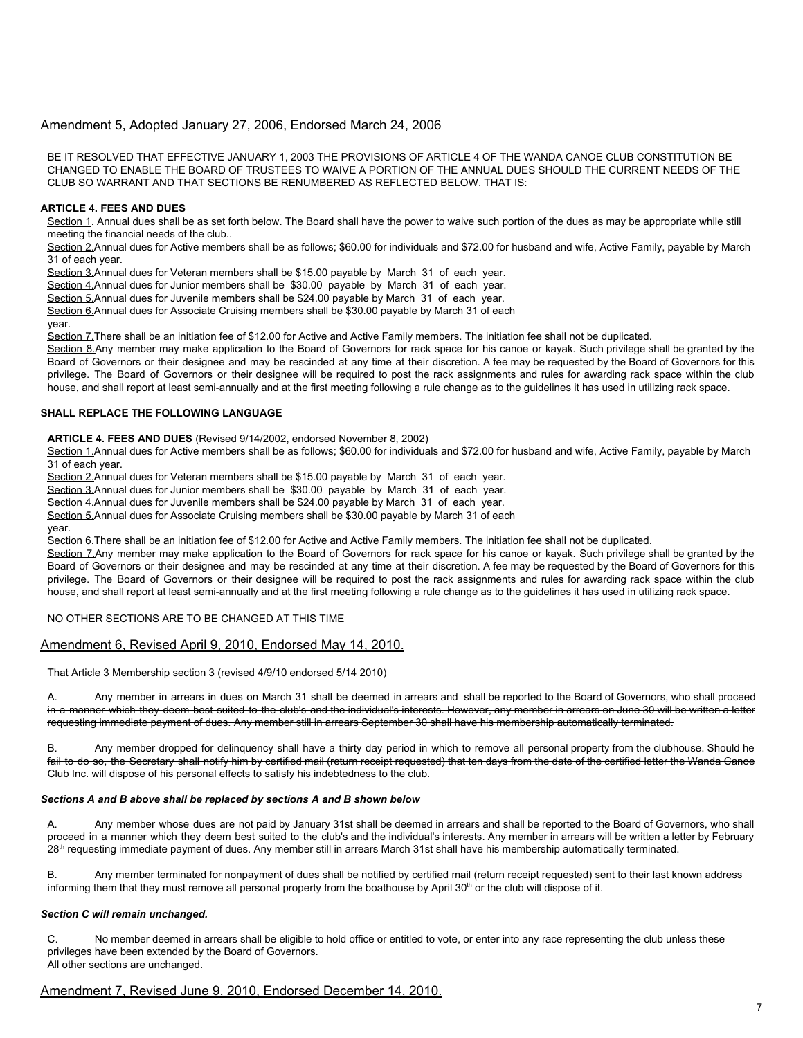## Amendment 5, Adopted January 27, 2006, Endorsed March 24, 2006

BE IT RESOLVED THAT EFFECTIVE JANUARY 1, 2003 THE PROVISIONS OF ARTICLE 4 OF THE WANDA CANOE CLUB CONSTITUTION BE CHANGED TO ENABLE THE BOARD OF TRUSTEES TO WAIVE A PORTION OF THE ANNUAL DUES SHOULD THE CURRENT NEEDS OF THE CLUB SO WARRANT AND THAT SECTIONS BE RENUMBERED AS REFLECTED BELOW. THAT IS:

**ARTICLE 4. FEES AND DUES**

Section 1. Annual dues shall be as set forth below. The Board shall have the power to waive such portion of the dues as may be appropriate while still meeting the financial needs of the club..

Section 2. Annual dues for Active members shall be as follows; $60.00 for individuals and $72.00 for husband and wife, Active Family, payable by March 31 of each year.

Section 3. Annual dues for Veteran members shall be $15.00 payable by March 31 of each year.

Section 4. Annual dues for Junior members shall be $30.00 payable by March 31 of each year.

Section 5. Annual dues for Juvenile members shall be $24.00 payable by March 31 of each year.

Section 6. Annual dues for Associate Cruising members shall be $30.00 payable by March 31 of each year.

Section 7. There shall be an initiation fee of $12.00 for Active and Active Family members. The initiation fee shall not be duplicated.

Section 8. Any member may make application to the Board of Governors for rack space for his canoe or kayak. Such privilege shall be granted by the Board of Governors or their designee and may be rescinded at any time at their discretion. A fee may be requested by the Board of Governors for this privilege. The Board of Governors or their designee will be required to post the rack assignments and rules for awarding rack space within the club house, and shall report at least semi-annually and at the first meeting following a rule change as to the guidelines it has used in utilizing rack space.

**SHALL REPLACE THE FOLLOWING LANGUAGE**

**ARTICLE 4. FEES AND DUES** (Revised 9/14/2002, endorsed November 8, 2002)

Section 1. Annual dues for Active members shall be as follows; $60.00 for individuals and $72.00 for husband and wife, Active Family, payable by March 31 of each year.

Section 2. Annual dues for Veteran members shall be $15.00 payable by March 31 of each year.

Section 3. Annual dues for Junior members shall be $30.00 payable by March 31 of each year.

Section 4. Annual dues for Juvenile members shall be $24.00 payable by March 31 of each year.

Section 5. Annual dues for Associate Cruising members shall be $30.00 payable by March 31 of each year.

Section 6. There shall be an initiation fee of $12.00 for Active and Active Family members. The initiation fee shall not be duplicated.

Section 7. Any member may make application to the Board of Governors for rack space for his canoe or kayak. Such privilege shall be granted by the Board of Governors or their designee and may be rescinded at any time at their discretion. A fee may be requested by the Board of Governors for this privilege. The Board of Governors or their designee will be required to post the rack assignments and rules for awarding rack space within the club house, and shall report at least semi-annually and at the first meeting following a rule change as to the guidelines it has used in utilizing rack space.

NO OTHER SECTIONS ARE TO BE CHANGED AT THIS TIME

## Amendment 6, Revised April 9, 2010, Endorsed May 14, 2010.

That Article 3 Membership section 3 (revised 4/9/10 endorsed 5/14 2010)

A. Any member in arrears in dues on March 31 shall be deemed in arrears and shall be reported to the Board of Governors, who shall proceed ~~in a manner which they deem best suited to the club's and the individual's interests. However, any member in arrears on June 30 will be written a letter requesting immediate payment of dues. Any member still in arrears September 30 shall have his membership automatically terminated.~~

B. Any member dropped for delinquency shall have a thirty day period in which to remove all personal property from the clubhouse. Should he ~~fail to do so, the Secretary shall notify him by certified mail (return receipt requested) that ten days from the date of the certified letter the Wanda Canoe Club Inc. will dispose of his personal effects to satisfy his indebtedness to the club.~~

***Sections A and B above shall be replaced by sections A and B shown below***

A. Any member whose dues are not paid by January 31st shall be deemed in arrears and shall be reported to the Board of Governors, who shall proceed in a manner which they deem best suited to the club's and the individual's interests. Any member in arrears will be written a letter by February 28th requesting immediate payment of dues. Any member still in arrears March 31st shall have his membership automatically terminated.

B. Any member terminated for nonpayment of dues shall be notified by certified mail (return receipt requested) sent to their last known address informing them that they must remove all personal property from the boathouse by April 30th or the club will dispose of it.

***Section C will remain unchanged.***

C. No member deemed in arrears shall be eligible to hold office or entitled to vote, or enter into any race representing the club unless these privileges have been extended by the Board of Governors.

All other sections are unchanged.

## Amendment 7, Revised June 9, 2010, Endorsed December 14, 2010.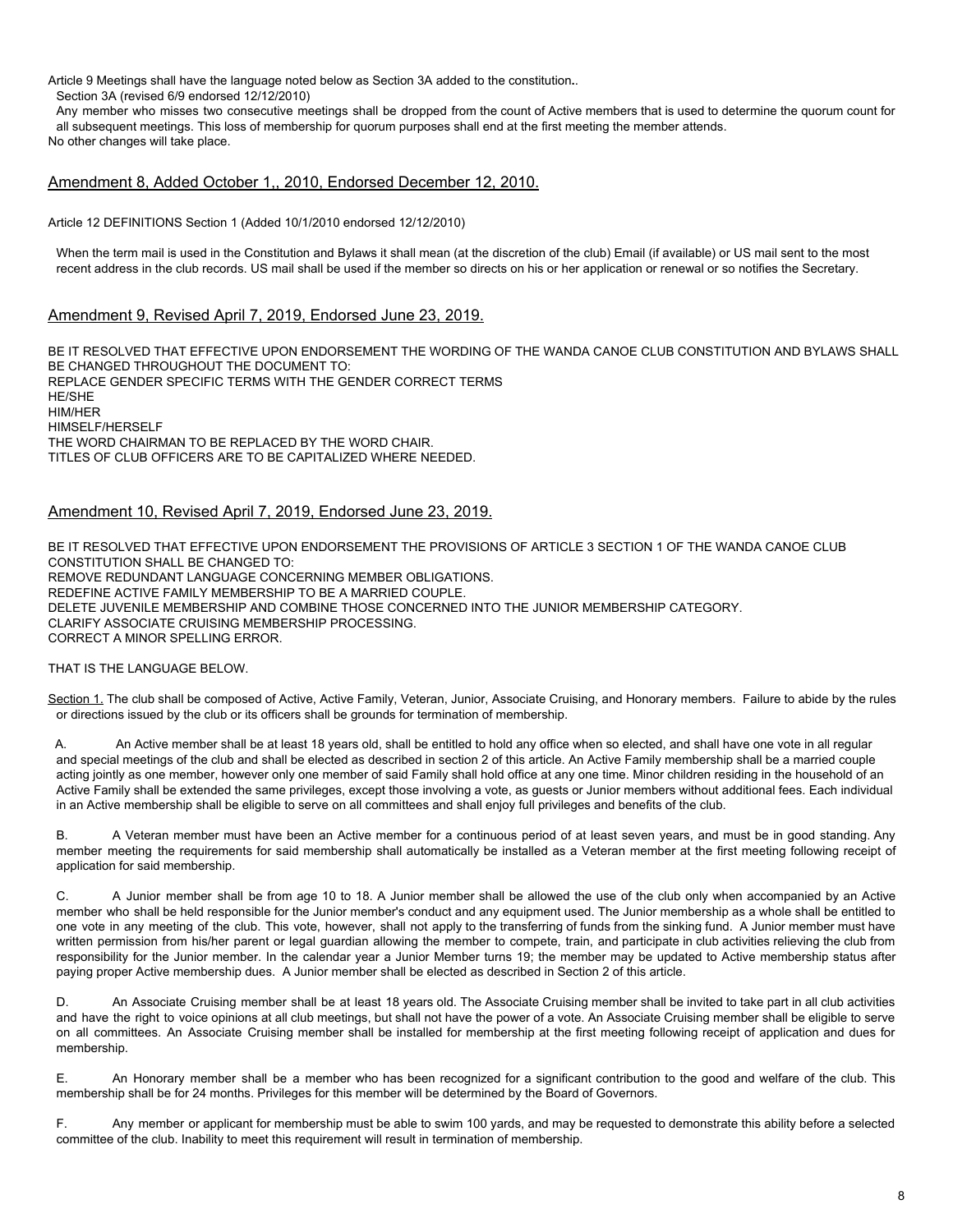Article 9 Meetings shall have the language noted below as Section 3A added to the constitution..

Section 3A (revised 6/9 endorsed 12/12/2010)

Any member who misses two consecutive meetings shall be dropped from the count of Active members that is used to determine the quorum count for all subsequent meetings. This loss of membership for quorum purposes shall end at the first meeting the member attends.

No other changes will take place.

## Amendment 8, Added October 1,, 2010, Endorsed December 12, 2010.

Article 12 DEFINITIONS Section 1 (Added 10/1/2010 endorsed 12/12/2010)

When the term mail is used in the Constitution and Bylaws it shall mean (at the discretion of the club) Email (if available) or US mail sent to the most recent address in the club records. US mail shall be used if the member so directs on his or her application or renewal or so notifies the Secretary.

## Amendment 9, Revised April 7, 2019, Endorsed June 23, 2019.

BE IT RESOLVED THAT EFFECTIVE UPON ENDORSEMENT THE WORDING OF THE WANDA CANOE CLUB CONSTITUTION AND BYLAWS SHALL BE CHANGED THROUGHOUT THE DOCUMENT TO:
REPLACE GENDER SPECIFIC TERMS WITH THE GENDER CORRECT TERMS
HE/SHE
HIM/HER
HIMSELF/HERSELF
THE WORD CHAIRMAN TO BE REPLACED BY THE WORD CHAIR.
TITLES OF CLUB OFFICERS ARE TO BE CAPITALIZED WHERE NEEDED.

## Amendment 10, Revised April 7, 2019, Endorsed June 23, 2019.

BE IT RESOLVED THAT EFFECTIVE UPON ENDORSEMENT THE PROVISIONS OF ARTICLE 3 SECTION 1 OF THE WANDA CANOE CLUB CONSTITUTION SHALL BE CHANGED TO:
REMOVE REDUNDANT LANGUAGE CONCERNING MEMBER OBLIGATIONS.
REDEFINE ACTIVE FAMILY MEMBERSHIP TO BE A MARRIED COUPLE.
DELETE JUVENILE MEMBERSHIP AND COMBINE THOSE CONCERNED INTO THE JUNIOR MEMBERSHIP CATEGORY.
CLARIFY ASSOCIATE CRUISING MEMBERSHIP PROCESSING.
CORRECT A MINOR SPELLING ERROR.

THAT IS THE LANGUAGE BELOW.

Section 1. The club shall be composed of Active, Active Family, Veteran, Junior, Associate Cruising, and Honorary members. Failure to abide by the rules or directions issued by the club or its officers shall be grounds for termination of membership.

A. An Active member shall be at least 18 years old, shall be entitled to hold any office when so elected, and shall have one vote in all regular and special meetings of the club and shall be elected as described in section 2 of this article. An Active Family membership shall be a married couple acting jointly as one member, however only one member of said Family shall hold office at any one time. Minor children residing in the household of an Active Family shall be extended the same privileges, except those involving a vote, as guests or Junior members without additional fees. Each individual in an Active membership shall be eligible to serve on all committees and shall enjoy full privileges and benefits of the club.

B. A Veteran member must have been an Active member for a continuous period of at least seven years, and must be in good standing. Any member meeting the requirements for said membership shall automatically be installed as a Veteran member at the first meeting following receipt of application for said membership.

C. A Junior member shall be from age 10 to 18. A Junior member shall be allowed the use of the club only when accompanied by an Active member who shall be held responsible for the Junior member's conduct and any equipment used. The Junior membership as a whole shall be entitled to one vote in any meeting of the club. This vote, however, shall not apply to the transferring of funds from the sinking fund. A Junior member must have written permission from his/her parent or legal guardian allowing the member to compete, train, and participate in club activities relieving the club from responsibility for the Junior member. In the calendar year a Junior Member turns 19; the member may be updated to Active membership status after paying proper Active membership dues. A Junior member shall be elected as described in Section 2 of this article.

D. An Associate Cruising member shall be at least 18 years old. The Associate Cruising member shall be invited to take part in all club activities and have the right to voice opinions at all club meetings, but shall not have the power of a vote. An Associate Cruising member shall be eligible to serve on all committees. An Associate Cruising member shall be installed for membership at the first meeting following receipt of application and dues for membership.

E. An Honorary member shall be a member who has been recognized for a significant contribution to the good and welfare of the club. This membership shall be for 24 months. Privileges for this member will be determined by the Board of Governors.

F. Any member or applicant for membership must be able to swim 100 yards, and may be requested to demonstrate this ability before a selected committee of the club. Inability to meet this requirement will result in termination of membership.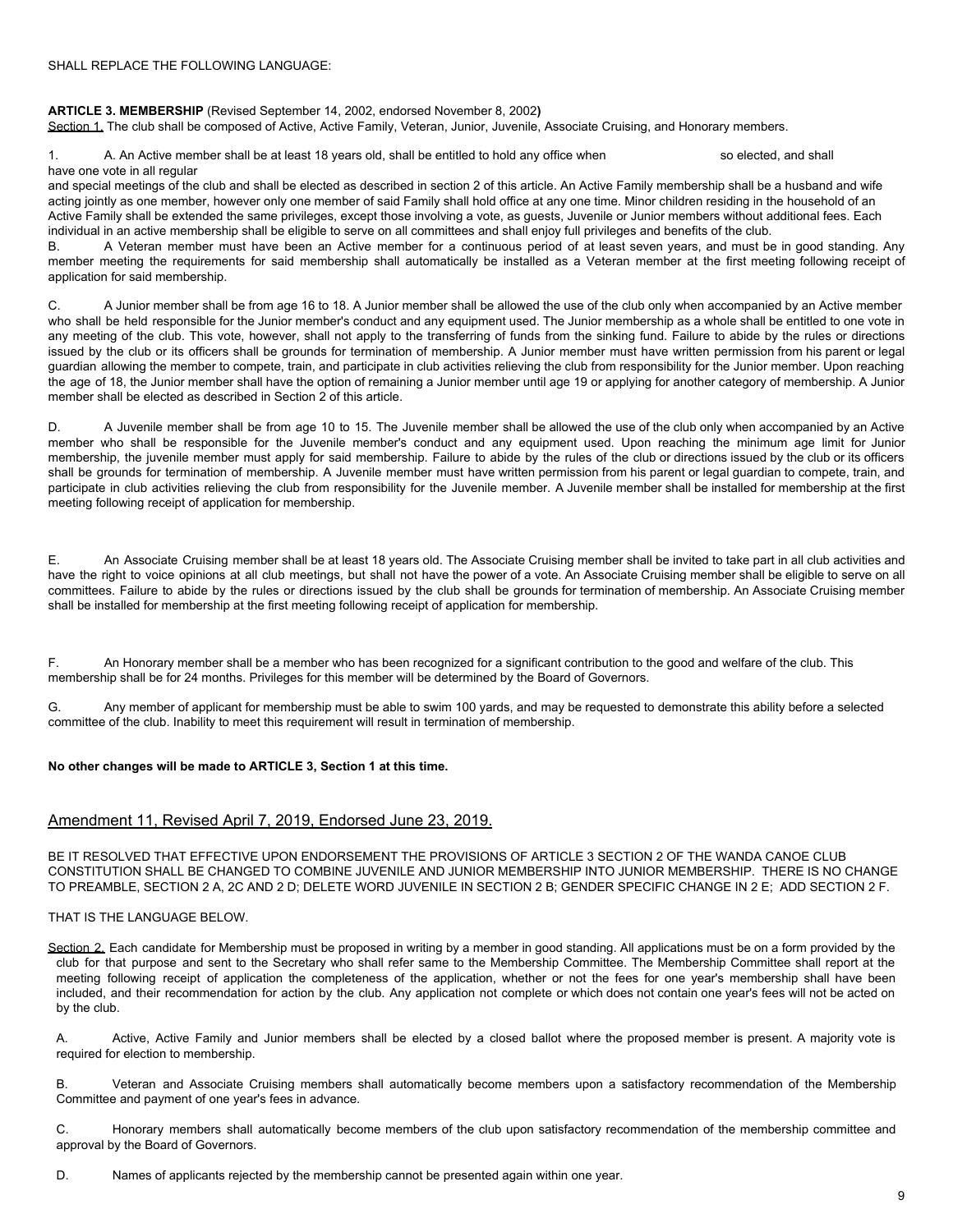SHALL REPLACE THE FOLLOWING LANGUAGE:

**ARTICLE 3. MEMBERSHIP** (Revised September 14, 2002, endorsed November 8, 2002**)**

Section 1. The club shall be composed of Active, Active Family, Veteran, Junior, Juvenile, Associate Cruising, and Honorary members.

1. A. An Active member shall be at least 18 years old, shall be entitled to hold any office when so elected, and shall have one vote in all regular and special meetings of the club and shall be elected as described in section 2 of this article. An Active Family membership shall be a husband and wife acting jointly as one member, however only one member of said Family shall hold office at any one time. Minor children residing in the household of an Active Family shall be extended the same privileges, except those involving a vote, as guests, Juvenile or Junior members without additional fees. Each individual in an active membership shall be eligible to serve on all committees and shall enjoy full privileges and benefits of the club.

B. A Veteran member must have been an Active member for a continuous period of at least seven years, and must be in good standing. Any member meeting the requirements for said membership shall automatically be installed as a Veteran member at the first meeting following receipt of application for said membership.

C. A Junior member shall be from age 16 to 18. A Junior member shall be allowed the use of the club only when accompanied by an Active member who shall be held responsible for the Junior member's conduct and any equipment used. The Junior membership as a whole shall be entitled to one vote in any meeting of the club. This vote, however, shall not apply to the transferring of funds from the sinking fund. Failure to abide by the rules or directions issued by the club or its officers shall be grounds for termination of membership. A Junior member must have written permission from his parent or legal guardian allowing the member to compete, train, and participate in club activities relieving the club from responsibility for the Junior member. Upon reaching the age of 18, the Junior member shall have the option of remaining a Junior member until age 19 or applying for another category of membership. A Junior member shall be elected as described in Section 2 of this article.

D. A Juvenile member shall be from age 10 to 15. The Juvenile member shall be allowed the use of the club only when accompanied by an Active member who shall be responsible for the Juvenile member's conduct and any equipment used. Upon reaching the minimum age limit for Junior membership, the juvenile member must apply for said membership. Failure to abide by the rules of the club or directions issued by the club or its officers shall be grounds for termination of membership. A Juvenile member must have written permission from his parent or legal guardian to compete, train, and participate in club activities relieving the club from responsibility for the Juvenile member. A Juvenile member shall be installed for membership at the first meeting following receipt of application for membership.

E. An Associate Cruising member shall be at least 18 years old. The Associate Cruising member shall be invited to take part in all club activities and have the right to voice opinions at all club meetings, but shall not have the power of a vote. An Associate Cruising member shall be eligible to serve on all committees. Failure to abide by the rules or directions issued by the club shall be grounds for termination of membership. An Associate Cruising member shall be installed for membership at the first meeting following receipt of application for membership.

F. An Honorary member shall be a member who has been recognized for a significant contribution to the good and welfare of the club. This membership shall be for 24 months. Privileges for this member will be determined by the Board of Governors.

G. Any member of applicant for membership must be able to swim 100 yards, and may be requested to demonstrate this ability before a selected committee of the club. Inability to meet this requirement will result in termination of membership.

**No other changes will be made to ARTICLE 3, Section 1 at this time.**

## Amendment 11, Revised April 7, 2019, Endorsed June 23, 2019.

BE IT RESOLVED THAT EFFECTIVE UPON ENDORSEMENT THE PROVISIONS OF ARTICLE 3 SECTION 2 OF THE WANDA CANOE CLUB CONSTITUTION SHALL BE CHANGED TO COMBINE JUVENILE AND JUNIOR MEMBERSHIP INTO JUNIOR MEMBERSHIP. THERE IS NO CHANGE TO PREAMBLE, SECTION 2 A, 2C AND 2 D; DELETE WORD JUVENILE IN SECTION 2 B; GENDER SPECIFIC CHANGE IN 2 E; ADD SECTION 2 F.

THAT IS THE LANGUAGE BELOW.

Section 2. Each candidate for Membership must be proposed in writing by a member in good standing. All applications must be on a form provided by the club for that purpose and sent to the Secretary who shall refer same to the Membership Committee. The Membership Committee shall report at the meeting following receipt of application the completeness of the application, whether or not the fees for one year's membership shall have been included, and their recommendation for action by the club. Any application not complete or which does not contain one year's fees will not be acted on by the club.

A. Active, Active Family and Junior members shall be elected by a closed ballot where the proposed member is present. A majority vote is required for election to membership.

B. Veteran and Associate Cruising members shall automatically become members upon a satisfactory recommendation of the Membership Committee and payment of one year's fees in advance.

C. Honorary members shall automatically become members of the club upon satisfactory recommendation of the membership committee and approval by the Board of Governors.

D. Names of applicants rejected by the membership cannot be presented again within one year.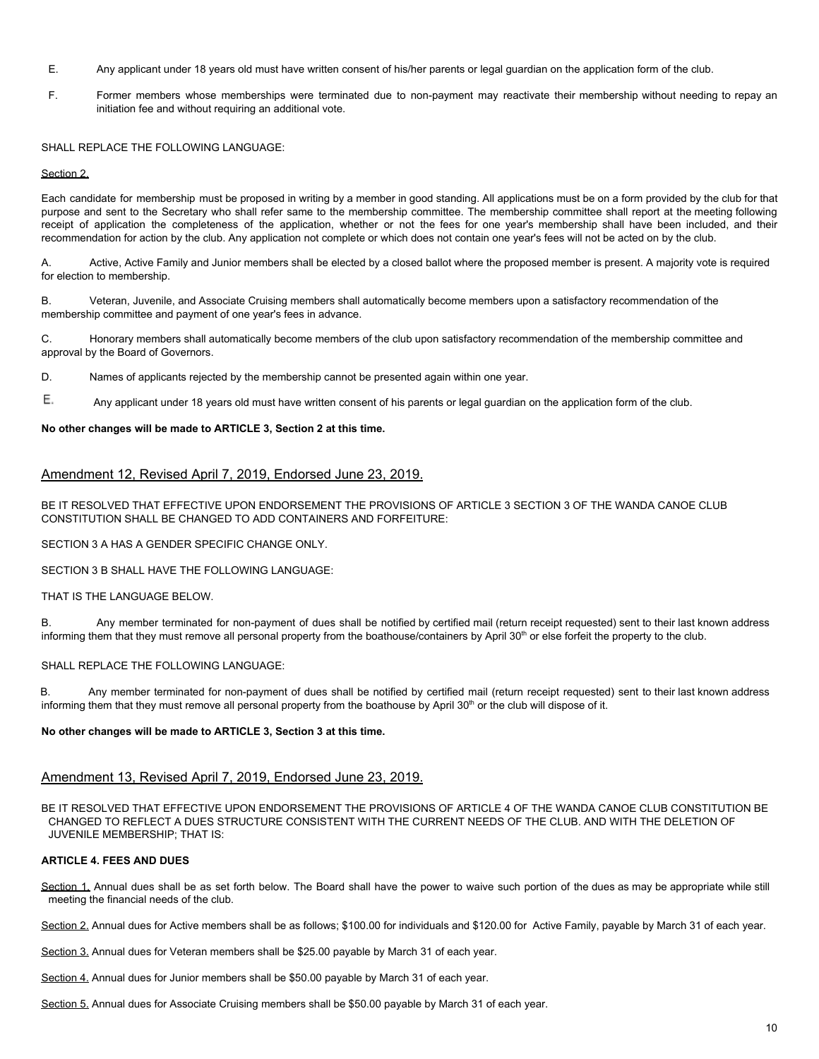E. Any applicant under 18 years old must have written consent of his/her parents or legal guardian on the application form of the club.

F. Former members whose memberships were terminated due to non-payment may reactivate their membership without needing to repay an initiation fee and without requiring an additional vote.

SHALL REPLACE THE FOLLOWING LANGUAGE:

Section 2.

Each candidate for membership must be proposed in writing by a member in good standing. All applications must be on a form provided by the club for that purpose and sent to the Secretary who shall refer same to the membership committee. The membership committee shall report at the meeting following receipt of application the completeness of the application, whether or not the fees for one year's membership shall have been included, and their recommendation for action by the club. Any application not complete or which does not contain one year's fees will not be acted on by the club.

A. Active, Active Family and Junior members shall be elected by a closed ballot where the proposed member is present. A majority vote is required for election to membership.

B. Veteran, Juvenile, and Associate Cruising members shall automatically become members upon a satisfactory recommendation of the membership committee and payment of one year's fees in advance.

C. Honorary members shall automatically become members of the club upon satisfactory recommendation of the membership committee and approval by the Board of Governors.

D. Names of applicants rejected by the membership cannot be presented again within one year.

E. Any applicant under 18 years old must have written consent of his parents or legal guardian on the application form of the club.

**No other changes will be made to ARTICLE 3, Section 2 at this time.**

## Amendment 12, Revised April 7, 2019, Endorsed June 23, 2019.

BE IT RESOLVED THAT EFFECTIVE UPON ENDORSEMENT THE PROVISIONS OF ARTICLE 3 SECTION 3 OF THE WANDA CANOE CLUB CONSTITUTION SHALL BE CHANGED TO ADD CONTAINERS AND FORFEITURE:

SECTION 3 A HAS A GENDER SPECIFIC CHANGE ONLY.

SECTION 3 B SHALL HAVE THE FOLLOWING LANGUAGE:

THAT IS THE LANGUAGE BELOW.

B. Any member terminated for non-payment of dues shall be notified by certified mail (return receipt requested) sent to their last known address informing them that they must remove all personal property from the boathouse/containers by April 30th or else forfeit the property to the club.

SHALL REPLACE THE FOLLOWING LANGUAGE:

B. Any member terminated for non-payment of dues shall be notified by certified mail (return receipt requested) sent to their last known address informing them that they must remove all personal property from the boathouse by April 30th or the club will dispose of it.

**No other changes will be made to ARTICLE 3, Section 3 at this time.**

## Amendment 13, Revised April 7, 2019, Endorsed June 23, 2019.

BE IT RESOLVED THAT EFFECTIVE UPON ENDORSEMENT THE PROVISIONS OF ARTICLE 4 OF THE WANDA CANOE CLUB CONSTITUTION BE CHANGED TO REFLECT A DUES STRUCTURE CONSISTENT WITH THE CURRENT NEEDS OF THE CLUB. AND WITH THE DELETION OF JUVENILE MEMBERSHIP; THAT IS:

**ARTICLE 4. FEES AND DUES**

Section 1. Annual dues shall be as set forth below. The Board shall have the power to waive such portion of the dues as may be appropriate while still meeting the financial needs of the club.

Section 2. Annual dues for Active members shall be as follows; $100.00 for individuals and $120.00 for Active Family, payable by March 31 of each year.

Section 3. Annual dues for Veteran members shall be $25.00 payable by March 31 of each year.

Section 4. Annual dues for Junior members shall be $50.00 payable by March 31 of each year.

Section 5. Annual dues for Associate Cruising members shall be $50.00 payable by March 31 of each year.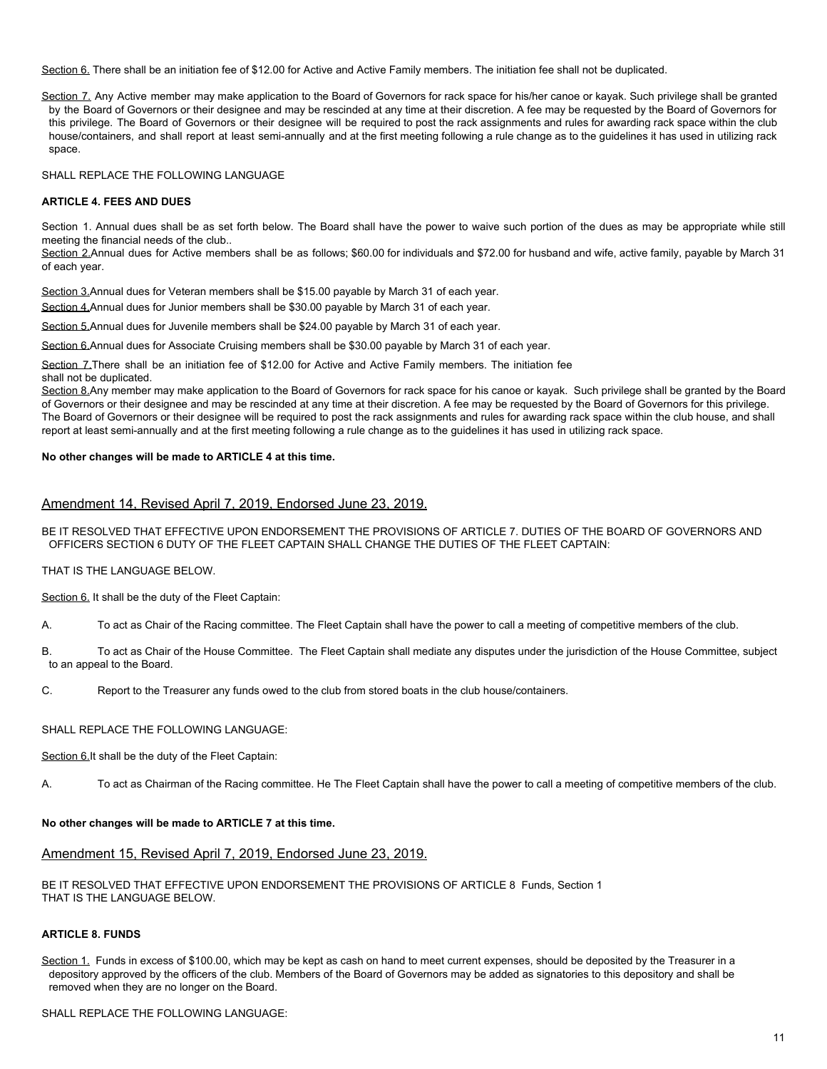Section 6. There shall be an initiation fee of $12.00 for Active and Active Family members. The initiation fee shall not be duplicated.

Section 7. Any Active member may make application to the Board of Governors for rack space for his/her canoe or kayak. Such privilege shall be granted by the Board of Governors or their designee and may be rescinded at any time at their discretion. A fee may be requested by the Board of Governors for this privilege. The Board of Governors or their designee will be required to post the rack assignments and rules for awarding rack space within the club house/containers, and shall report at least semi-annually and at the first meeting following a rule change as to the guidelines it has used in utilizing rack space.

SHALL REPLACE THE FOLLOWING LANGUAGE

**ARTICLE 4. FEES AND DUES**

Section 1. Annual dues shall be as set forth below. The Board shall have the power to waive such portion of the dues as may be appropriate while still meeting the financial needs of the club..

Section 2.Annual dues for Active members shall be as follows; $60.00 for individuals and $72.00 for husband and wife, active family, payable by March 31 of each year.

Section 3.Annual dues for Veteran members shall be $15.00 payable by March 31 of each year.

Section 4.Annual dues for Junior members shall be $30.00 payable by March 31 of each year.

Section 5.Annual dues for Juvenile members shall be $24.00 payable by March 31 of each year.

Section 6.Annual dues for Associate Cruising members shall be $30.00 payable by March 31 of each year.

Section 7.There shall be an initiation fee of $12.00 for Active and Active Family members. The initiation fee shall not be duplicated.

Section 8.Any member may make application to the Board of Governors for rack space for his canoe or kayak. Such privilege shall be granted by the Board of Governors or their designee and may be rescinded at any time at their discretion. A fee may be requested by the Board of Governors for this privilege. The Board of Governors or their designee will be required to post the rack assignments and rules for awarding rack space within the club house, and shall report at least semi-annually and at the first meeting following a rule change as to the guidelines it has used in utilizing rack space.

**No other changes will be made to ARTICLE 4 at this time.**

## Amendment 14. Revised April 7, 2019, Endorsed June 23, 2019.

BE IT RESOLVED THAT EFFECTIVE UPON ENDORSEMENT THE PROVISIONS OF ARTICLE 7. DUTIES OF THE BOARD OF GOVERNORS AND OFFICERS SECTION 6 DUTY OF THE FLEET CAPTAIN SHALL CHANGE THE DUTIES OF THE FLEET CAPTAIN:

THAT IS THE LANGUAGE BELOW.

Section 6. It shall be the duty of the Fleet Captain:

A. To act as Chair of the Racing committee. The Fleet Captain shall have the power to call a meeting of competitive members of the club.

B. To act as Chair of the House Committee. The Fleet Captain shall mediate any disputes under the jurisdiction of the House Committee, subject to an appeal to the Board.

C. Report to the Treasurer any funds owed to the club from stored boats in the club house/containers.

SHALL REPLACE THE FOLLOWING LANGUAGE:

Section 6.It shall be the duty of the Fleet Captain:

A. To act as Chairman of the Racing committee. He The Fleet Captain shall have the power to call a meeting of competitive members of the club.

**No other changes will be made to ARTICLE 7 at this time.**

## Amendment 15, Revised April 7, 2019, Endorsed June 23, 2019.

BE IT RESOLVED THAT EFFECTIVE UPON ENDORSEMENT THE PROVISIONS OF ARTICLE 8 Funds, Section 1
THAT IS THE LANGUAGE BELOW.

**ARTICLE 8. FUNDS**

Section 1. Funds in excess of $100.00, which may be kept as cash on hand to meet current expenses, should be deposited by the Treasurer in a depository approved by the officers of the club. Members of the Board of Governors may be added as signatories to this depository and shall be removed when they are no longer on the Board.

SHALL REPLACE THE FOLLOWING LANGUAGE: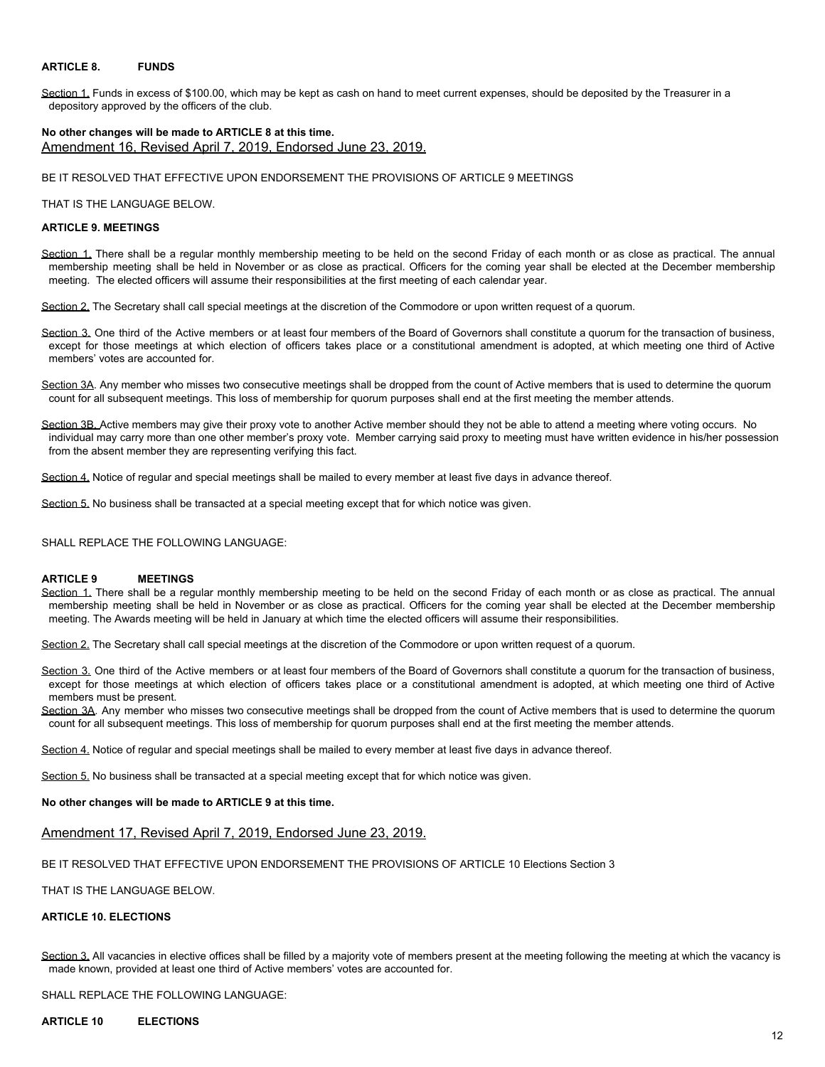**ARTICLE 8. FUNDS**

Section 1. Funds in excess of $100.00, which may be kept as cash on hand to meet current expenses, should be deposited by the Treasurer in a depository approved by the officers of the club.

**No other changes will be made to ARTICLE 8 at this time.**

Amendment 16, Revised April 7, 2019, Endorsed June 23, 2019.

BE IT RESOLVED THAT EFFECTIVE UPON ENDORSEMENT THE PROVISIONS OF ARTICLE 9 MEETINGS

THAT IS THE LANGUAGE BELOW.

**ARTICLE 9. MEETINGS**

Section 1. There shall be a regular monthly membership meeting to be held on the second Friday of each month or as close as practical. The annual membership meeting shall be held in November or as close as practical. Officers for the coming year shall be elected at the December membership meeting. The elected officers will assume their responsibilities at the first meeting of each calendar year.

Section 2. The Secretary shall call special meetings at the discretion of the Commodore or upon written request of a quorum.

Section 3. One third of the Active members or at least four members of the Board of Governors shall constitute a quorum for the transaction of business, except for those meetings at which election of officers takes place or a constitutional amendment is adopted, at which meeting one third of Active members' votes are accounted for.

Section 3A. Any member who misses two consecutive meetings shall be dropped from the count of Active members that is used to determine the quorum count for all subsequent meetings. This loss of membership for quorum purposes shall end at the first meeting the member attends.

Section 3B. Active members may give their proxy vote to another Active member should they not be able to attend a meeting where voting occurs. No individual may carry more than one other member's proxy vote. Member carrying said proxy to meeting must have written evidence in his/her possession from the absent member they are representing verifying this fact.

Section 4. Notice of regular and special meetings shall be mailed to every member at least five days in advance thereof.

Section 5. No business shall be transacted at a special meeting except that for which notice was given.

SHALL REPLACE THE FOLLOWING LANGUAGE:

**ARTICLE 9 MEETINGS**

Section 1. There shall be a regular monthly membership meeting to be held on the second Friday of each month or as close as practical. The annual membership meeting shall be held in November or as close as practical. Officers for the coming year shall be elected at the December membership meeting. The Awards meeting will be held in January at which time the elected officers will assume their responsibilities.

Section 2. The Secretary shall call special meetings at the discretion of the Commodore or upon written request of a quorum.

Section 3. One third of the Active members or at least four members of the Board of Governors shall constitute a quorum for the transaction of business, except for those meetings at which election of officers takes place or a constitutional amendment is adopted, at which meeting one third of Active members must be present.

Section 3A. Any member who misses two consecutive meetings shall be dropped from the count of Active members that is used to determine the quorum count for all subsequent meetings. This loss of membership for quorum purposes shall end at the first meeting the member attends.

Section 4. Notice of regular and special meetings shall be mailed to every member at least five days in advance thereof.

Section 5. No business shall be transacted at a special meeting except that for which notice was given.

**No other changes will be made to ARTICLE 9 at this time.**

Amendment 17, Revised April 7, 2019, Endorsed June 23, 2019.

BE IT RESOLVED THAT EFFECTIVE UPON ENDORSEMENT THE PROVISIONS OF ARTICLE 10 Elections Section 3

THAT IS THE LANGUAGE BELOW.

**ARTICLE 10. ELECTIONS**

Section 3. All vacancies in elective offices shall be filled by a majority vote of members present at the meeting following the meeting at which the vacancy is made known, provided at least one third of Active members' votes are accounted for.

SHALL REPLACE THE FOLLOWING LANGUAGE:

**ARTICLE 10 ELECTIONS**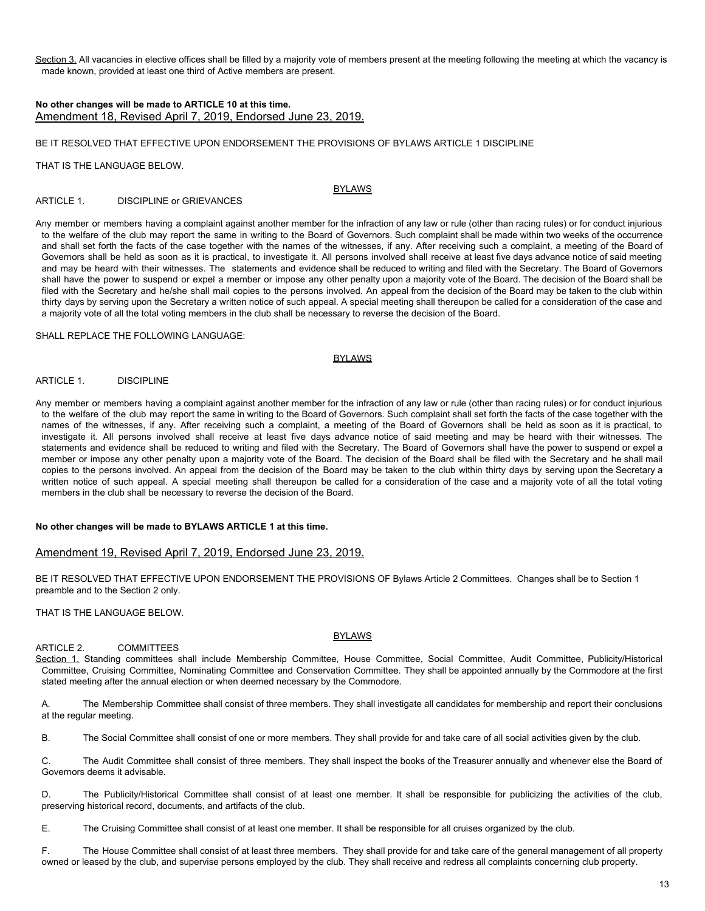<u>Section 3.</u> All vacancies in elective offices shall be filled by a majority vote of members present at the meeting following the meeting at which the vacancy is made known, provided at least one third of Active members are present.

**No other changes will be made to ARTICLE 10 at this time.**

<u>Amendment 18, Revised April 7, 2019, Endorsed June 23, 2019.</u>

BE IT RESOLVED THAT EFFECTIVE UPON ENDORSEMENT THE PROVISIONS OF BYLAWS ARTICLE 1 DISCIPLINE

THAT IS THE LANGUAGE BELOW.

<u>BYLAWS</u>

ARTICLE 1. DISCIPLINE or GRIEVANCES

Any member or members having a complaint against another member for the infraction of any law or rule (other than racing rules) or for conduct injurious to the welfare of the club may report the same in writing to the Board of Governors. Such complaint shall be made within two weeks of the occurrence and shall set forth the facts of the case together with the names of the witnesses, if any. After receiving such a complaint, a meeting of the Board of Governors shall be held as soon as it is practical, to investigate it. All persons involved shall receive at least five days advance notice of said meeting and may be heard with their witnesses. The statements and evidence shall be reduced to writing and filed with the Secretary. The Board of Governors shall have the power to suspend or expel a member or impose any other penalty upon a majority vote of the Board. The decision of the Board shall be filed with the Secretary and he/she shall mail copies to the persons involved. An appeal from the decision of the Board may be taken to the club within thirty days by serving upon the Secretary a written notice of such appeal. A special meeting shall thereupon be called for a consideration of the case and a majority vote of all the total voting members in the club shall be necessary to reverse the decision of the Board.

SHALL REPLACE THE FOLLOWING LANGUAGE:

<u>BYLAWS</u>

ARTICLE 1. DISCIPLINE

Any member or members having a complaint against another member for the infraction of any law or rule (other than racing rules) or for conduct injurious to the welfare of the club may report the same in writing to the Board of Governors. Such complaint shall set forth the facts of the case together with the names of the witnesses, if any. After receiving such a complaint, a meeting of the Board of Governors shall be held as soon as it is practical, to investigate it. All persons involved shall receive at least five days advance notice of said meeting and may be heard with their witnesses. The statements and evidence shall be reduced to writing and filed with the Secretary. The Board of Governors shall have the power to suspend or expel a member or impose any other penalty upon a majority vote of the Board. The decision of the Board shall be filed with the Secretary and he shall mail copies to the persons involved. An appeal from the decision of the Board may be taken to the club within thirty days by serving upon the Secretary a written notice of such appeal. A special meeting shall thereupon be called for a consideration of the case and a majority vote of all the total voting members in the club shall be necessary to reverse the decision of the Board.

**No other changes will be made to BYLAWS ARTICLE 1 at this time.**

<u>Amendment 19, Revised April 7, 2019, Endorsed June 23, 2019.</u>

BE IT RESOLVED THAT EFFECTIVE UPON ENDORSEMENT THE PROVISIONS OF Bylaws Article 2 Committees. Changes shall be to Section 1 preamble and to the Section 2 only.

THAT IS THE LANGUAGE BELOW.

<u>BYLAWS</u>

ARTICLE 2. COMMITTEES

<u>Section 1.</u> Standing committees shall include Membership Committee, House Committee, Social Committee, Audit Committee, Publicity/Historical Committee, Cruising Committee, Nominating Committee and Conservation Committee. They shall be appointed annually by the Commodore at the first stated meeting after the annual election or when deemed necessary by the Commodore.

A. The Membership Committee shall consist of three members. They shall investigate all candidates for membership and report their conclusions at the regular meeting.

B. The Social Committee shall consist of one or more members. They shall provide for and take care of all social activities given by the club.

C. The Audit Committee shall consist of three members. They shall inspect the books of the Treasurer annually and whenever else the Board of Governors deems it advisable.

D. The Publicity/Historical Committee shall consist of at least one member. It shall be responsible for publicizing the activities of the club, preserving historical record, documents, and artifacts of the club.

E. The Cruising Committee shall consist of at least one member. It shall be responsible for all cruises organized by the club.

F. The House Committee shall consist of at least three members. They shall provide for and take care of the general management of all property owned or leased by the club, and supervise persons employed by the club. They shall receive and redress all complaints concerning club property.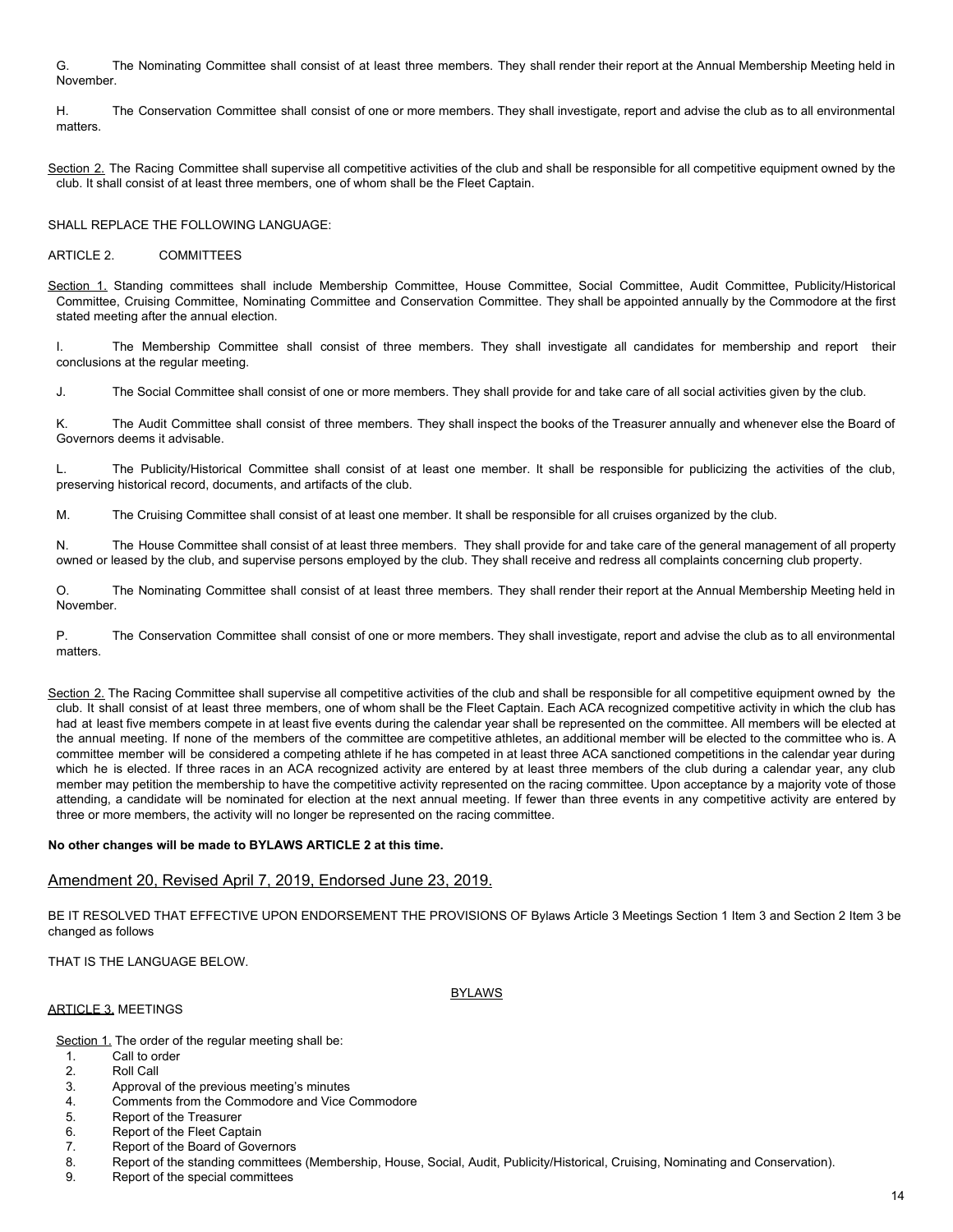G. The Nominating Committee shall consist of at least three members. They shall render their report at the Annual Membership Meeting held in November.

H. The Conservation Committee shall consist of one or more members. They shall investigate, report and advise the club as to all environmental matters.

Section 2. The Racing Committee shall supervise all competitive activities of the club and shall be responsible for all competitive equipment owned by the club. It shall consist of at least three members, one of whom shall be the Fleet Captain.

SHALL REPLACE THE FOLLOWING LANGUAGE:

ARTICLE 2. COMMITTEES

Section 1. Standing committees shall include Membership Committee, House Committee, Social Committee, Audit Committee, Publicity/Historical Committee, Cruising Committee, Nominating Committee and Conservation Committee. They shall be appointed annually by the Commodore at the first stated meeting after the annual election.

I. The Membership Committee shall consist of three members. They shall investigate all candidates for membership and report their conclusions at the regular meeting.

J. The Social Committee shall consist of one or more members. They shall provide for and take care of all social activities given by the club.

K. The Audit Committee shall consist of three members. They shall inspect the books of the Treasurer annually and whenever else the Board of Governors deems it advisable.

L. The Publicity/Historical Committee shall consist of at least one member. It shall be responsible for publicizing the activities of the club, preserving historical record, documents, and artifacts of the club.

M. The Cruising Committee shall consist of at least one member. It shall be responsible for all cruises organized by the club.

N. The House Committee shall consist of at least three members. They shall provide for and take care of the general management of all property owned or leased by the club, and supervise persons employed by the club. They shall receive and redress all complaints concerning club property.

O. The Nominating Committee shall consist of at least three members. They shall render their report at the Annual Membership Meeting held in November.

P. The Conservation Committee shall consist of one or more members. They shall investigate, report and advise the club as to all environmental matters.

Section 2. The Racing Committee shall supervise all competitive activities of the club and shall be responsible for all competitive equipment owned by the club. It shall consist of at least three members, one of whom shall be the Fleet Captain. Each ACA recognized competitive activity in which the club has had at least five members compete in at least five events during the calendar year shall be represented on the committee. All members will be elected at the annual meeting. If none of the members of the committee are competitive athletes, an additional member will be elected to the committee who is. A committee member will be considered a competing athlete if he has competed in at least three ACA sanctioned competitions in the calendar year during which he is elected. If three races in an ACA recognized activity are entered by at least three members of the club during a calendar year, any club member may petition the membership to have the competitive activity represented on the racing committee. Upon acceptance by a majority vote of those attending, a candidate will be nominated for election at the next annual meeting. If fewer than three events in any competitive activity are entered by three or more members, the activity will no longer be represented on the racing committee.

**No other changes will be made to BYLAWS ARTICLE 2 at this time.**

## Amendment 20, Revised April 7, 2019, Endorsed June 23, 2019.

BE IT RESOLVED THAT EFFECTIVE UPON ENDORSEMENT THE PROVISIONS OF Bylaws Article 3 Meetings Section 1 Item 3 and Section 2 Item 3 be changed as follows

THAT IS THE LANGUAGE BELOW.

BYLAWS

ARTICLE 3. MEETINGS

Section 1. The order of the regular meeting shall be:

1. Call to order
2. Roll Call
3. Approval of the previous meeting's minutes
4. Comments from the Commodore and Vice Commodore
5. Report of the Treasurer
6. Report of the Fleet Captain
7. Report of the Board of Governors
8. Report of the standing committees (Membership, House, Social, Audit, Publicity/Historical, Cruising, Nominating and Conservation).
9. Report of the special committees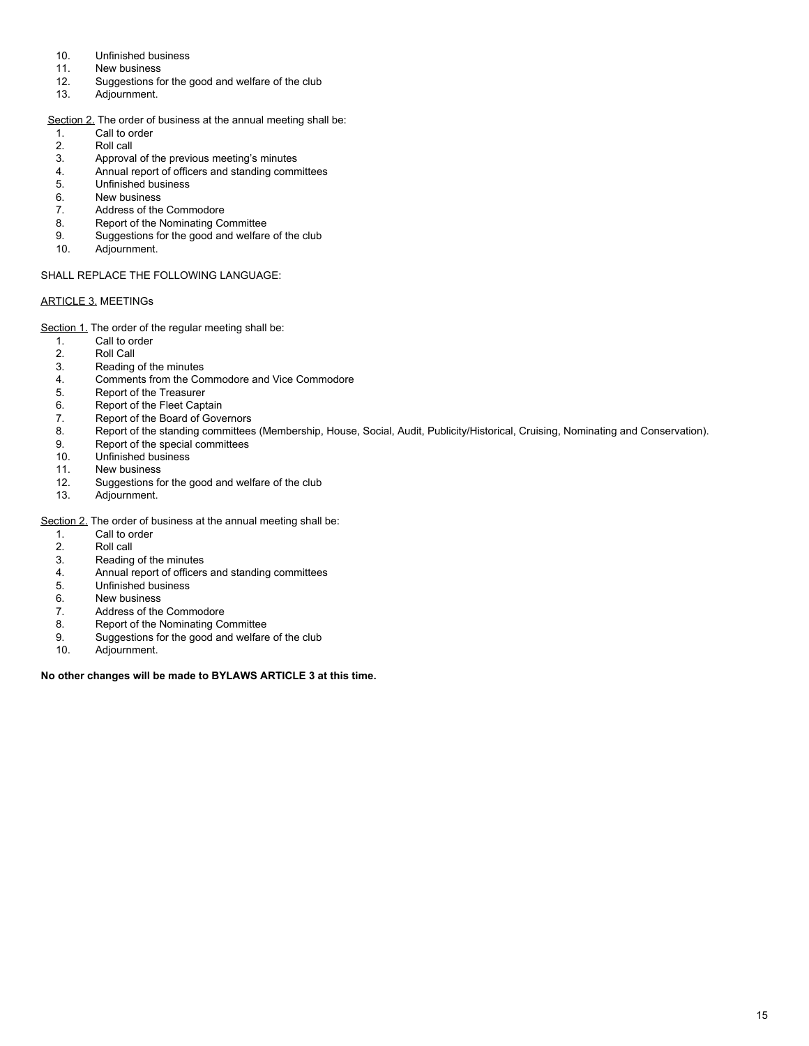10. Unfinished business
11. New business
12. Suggestions for the good and welfare of the club
13. Adjournment.

Section 2. The order of business at the annual meeting shall be:

1. Call to order
2. Roll call
3. Approval of the previous meeting's minutes
4. Annual report of officers and standing committees
5. Unfinished business
6. New business
7. Address of the Commodore
8. Report of the Nominating Committee
9. Suggestions for the good and welfare of the club
10. Adjournment.

SHALL REPLACE THE FOLLOWING LANGUAGE:

ARTICLE 3. MEETINGs

Section 1. The order of the regular meeting shall be:

1. Call to order
2. Roll Call
3. Reading of the minutes
4. Comments from the Commodore and Vice Commodore
5. Report of the Treasurer
6. Report of the Fleet Captain
7. Report of the Board of Governors
8. Report of the standing committees (Membership, House, Social, Audit, Publicity/Historical, Cruising, Nominating and Conservation).
9. Report of the special committees
10. Unfinished business
11. New business
12. Suggestions for the good and welfare of the club
13. Adjournment.

Section 2. The order of business at the annual meeting shall be:

1. Call to order
2. Roll call
3. Reading of the minutes
4. Annual report of officers and standing committees
5. Unfinished business
6. New business
7. Address of the Commodore
8. Report of the Nominating Committee
9. Suggestions for the good and welfare of the club
10. Adjournment.

**No other changes will be made to BYLAWS ARTICLE 3 at this time.**